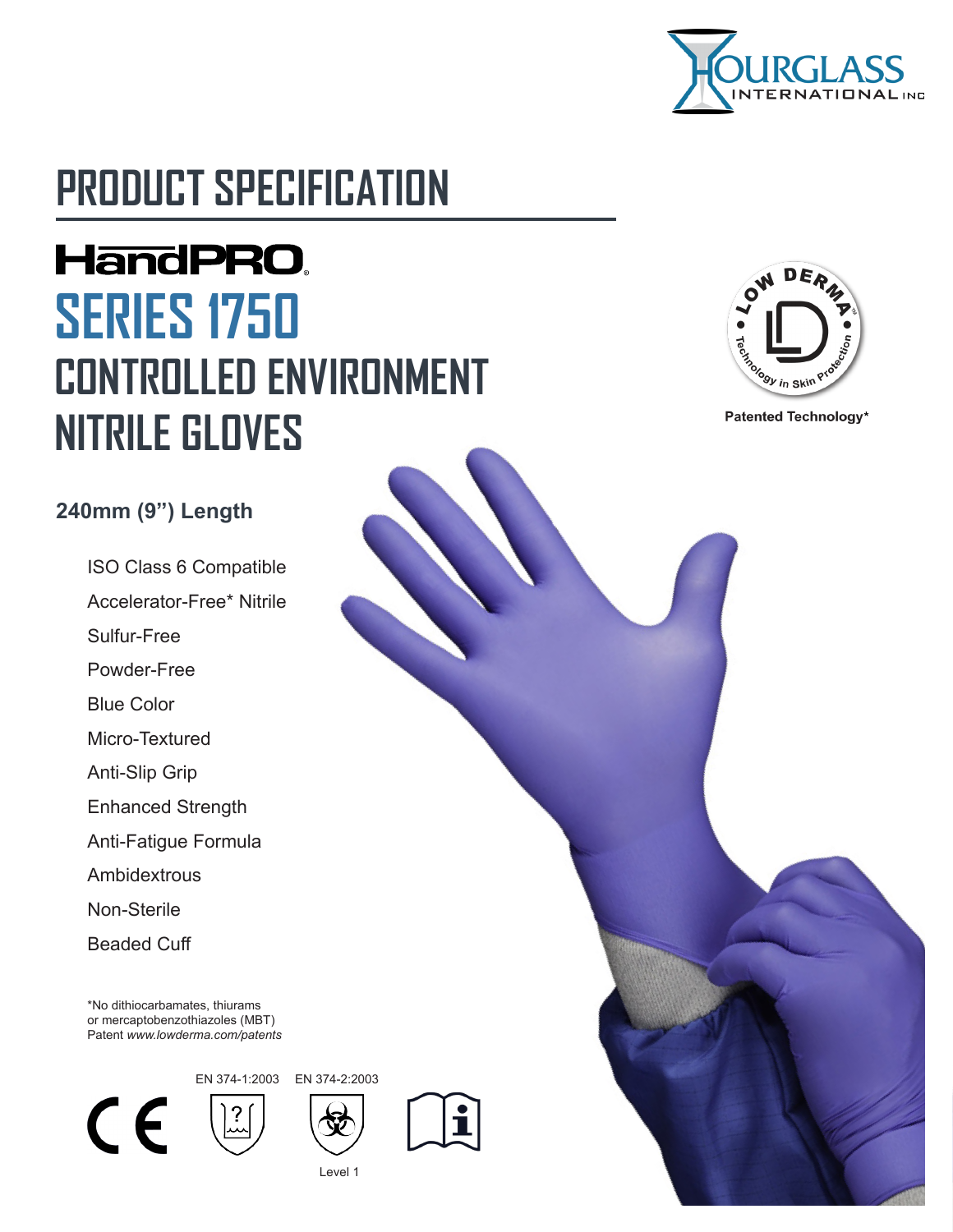HOURGLASS INTERNATIONAL INC

# PRODUCT SPECIFICATION

## HandPRO
## SERIES 1750
## CONTROLLED ENVIRONMENT NITRILE GLOVES

LOW DERMA™ Technology in Skin Protection

Patented Technology*

**240mm (9") Length**

- ISO Class 6 Compatible
- Accelerator-Free* Nitrile
- Sulfur-Free
- Powder-Free
- Blue Color
- Micro-Textured
- Anti-Slip Grip
- Enhanced Strength
- Anti-Fatigue Formula
- Ambidextrous
- Non-Sterile
- Beaded Cuff

*No dithiocarbamates, thiurams or mercaptobenzothiazoles (MBT)
Patent *www.lowderma.com/patents*

CE

EN 374-1:2003

EN 374-2:2003

Level 1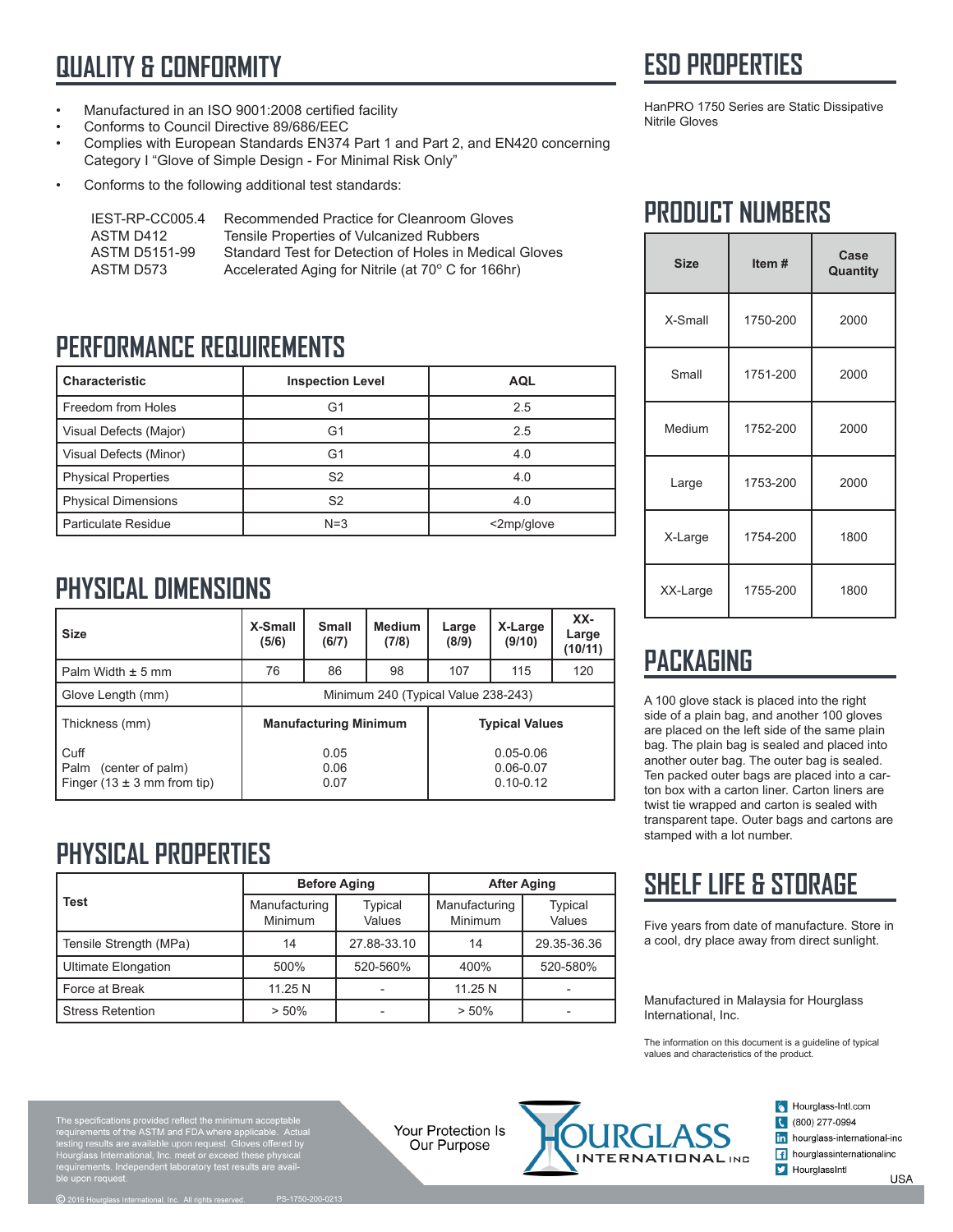## QUALITY & CONFORMITY

- Manufactured in an ISO 9001:2008 certified facility
- Conforms to Council Directive 89/686/EEC
- Complies with European Standards EN374 Part 1 and Part 2, and EN420 concerning Category I "Glove of Simple Design - For Minimal Risk Only"
- Conforms to the following additional test standards:

| | |
|---|---|
| IEST-RP-CC005.4 | Recommended Practice for Cleanroom Gloves |
| ASTM D412 | Tensile Properties of Vulcanized Rubbers |
| ASTM D5151-99 | Standard Test for Detection of Holes in Medical Gloves |
| ASTM D573 | Accelerated Aging for Nitrile (at 70° C for 166hr) |

## PERFORMANCE REQUIREMENTS

| Characteristic | Inspection Level | AQL |
|---|---|---|
| Freedom from Holes | G1 | 2.5 |
| Visual Defects (Major) | G1 | 2.5 |
| Visual Defects (Minor) | G1 | 4.0 |
| Physical Properties | S2 | 4.0 |
| Physical Dimensions | S2 | 4.0 |
| Particulate Residue | N=3 | <2mp/glove |

## PHYSICAL DIMENSIONS

| Size | X-Small (5/6) | Small (6/7) | Medium (7/8) | Large (8/9) | X-Large (9/10) | XX-Large (10/11) |
|---|---|---|---|---|---|---|
| Palm Width ± 5 mm | 76 | 86 | 98 | 107 | 115 | 120 |
| Glove Length (mm) | Minimum 240 (Typical Value 238-243) | | | | | |
| Thickness (mm) | **Manufacturing Minimum** | | | **Typical Values** | | |
| Cuff | 0.05 | | | 0.05-0.06 | | |
| Palm (center of palm) | 0.06 | | | 0.06-0.07 | | |
| Finger (13 ± 3 mm from tip) | 0.07 | | | 0.10-0.12 | | |

## PHYSICAL PROPERTIES

| Test | Before Aging | | After Aging | |
|---|---|---|---|---|
| | Manufacturing Minimum | Typical Values | Manufacturing Minimum | Typical Values |
| Tensile Strength (MPa) | 14 | 27.88-33.10 | 14 | 29.35-36.36 |
| Ultimate Elongation | 500% | 520-560% | 400% | 520-580% |
| Force at Break | 11.25 N | - | 11.25 N | - |
| Stress Retention | > 50% | - | > 50% | - |

## ESD PROPERTIES

HanPRO 1750 Series are Static Dissipative Nitrile Gloves

## PRODUCT NUMBERS

| Size | Item # | Case Quantity |
|---|---|---|
| X-Small | 1750-200 | 2000 |
| Small | 1751-200 | 2000 |
| Medium | 1752-200 | 2000 |
| Large | 1753-200 | 2000 |
| X-Large | 1754-200 | 1800 |
| XX-Large | 1755-200 | 1800 |

## PACKAGING

A 100 glove stack is placed into the right side of a plain bag, and another 100 gloves are placed on the left side of the same plain bag. The plain bag is sealed and placed into another outer bag. The outer bag is sealed. Ten packed outer bags are placed into a carton box with a carton liner. Carton liners are twist tie wrapped and carton is sealed with transparent tape. Outer bags and cartons are stamped with a lot number.

## SHELF LIFE & STORAGE

Five years from date of manufacture. Store in a cool, dry place away from direct sunlight.

Manufactured in Malaysia for Hourglass International, Inc.

The information on this document is a guideline of typical values and characteristics of the product.

The specifications provided reflect the minimum acceptable requirements of the ASTM and FDA where applicable. Actual testing results are available upon request. Gloves offered by Hourglass International, Inc. meet or exceed these physical requirements. Independent laboratory test results are available upon request.

Your Protection Is Our Purpose

HOURGLASS INTERNATIONAL INC

- Hourglass-Intl.com
- (800) 277-0994
- hourglass-international-inc
- hourglassinternationalinc
- HourglassIntl

USA

© 2016 Hourglass International, Inc. All rights reserved. PS-1750-200-0213